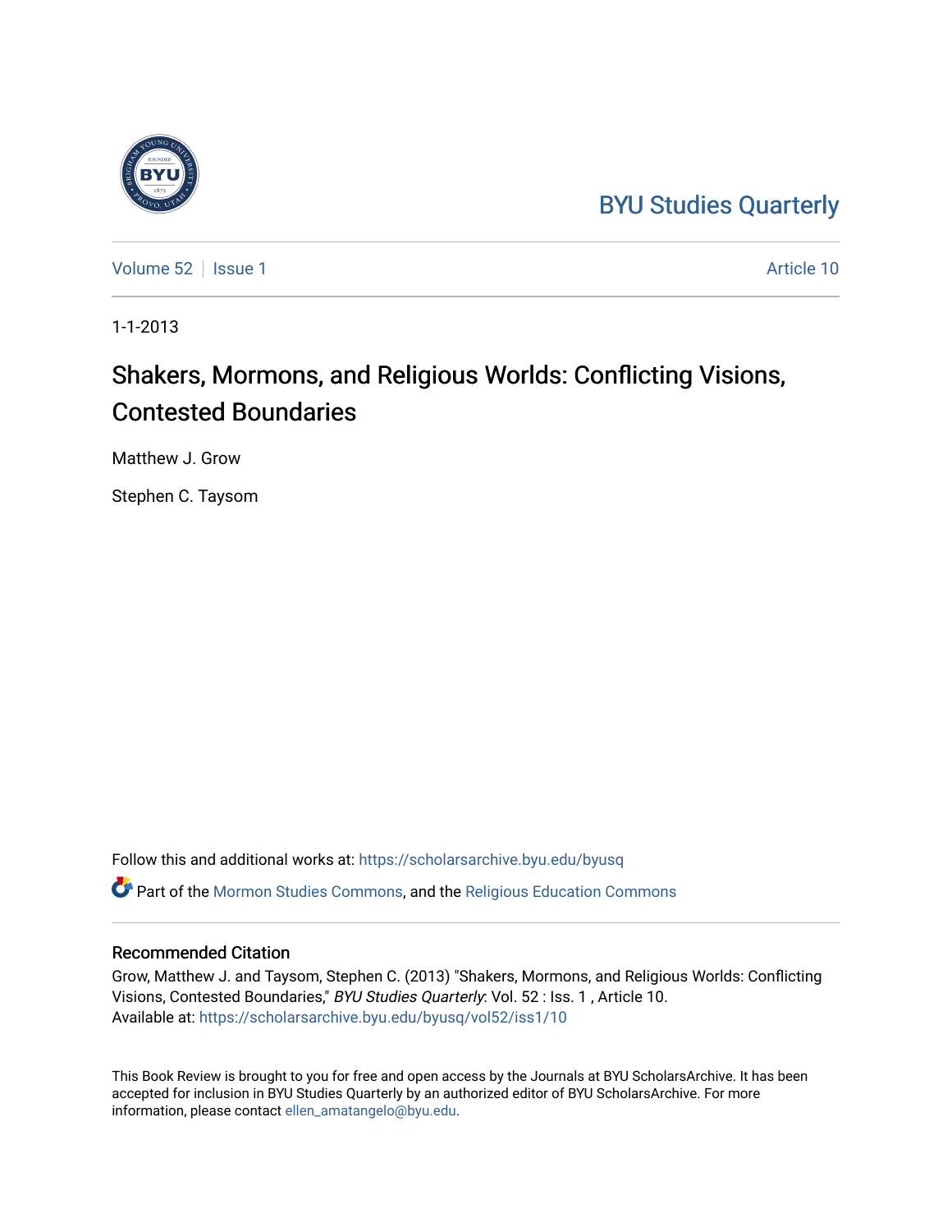BYU Studies Quarterly

Volume 52 | Issue 1 Article 10

1-1-2013

# Shakers, Mormons, and Religious Worlds: Conflicting Visions, Contested Boundaries

Matthew J. Grow

Stephen C. Taysom

Follow this and additional works at: https://scholarsarchive.byu.edu/byusq

Part of the Mormon Studies Commons, and the Religious Education Commons

## Recommended Citation

Grow, Matthew J. and Taysom, Stephen C. (2013) "Shakers, Mormons, and Religious Worlds: Conflicting Visions, Contested Boundaries," *BYU Studies Quarterly*: Vol. 52 : Iss. 1 , Article 10.
Available at: https://scholarsarchive.byu.edu/byusq/vol52/iss1/10

This Book Review is brought to you for free and open access by the Journals at BYU ScholarsArchive. It has been accepted for inclusion in BYU Studies Quarterly by an authorized editor of BYU ScholarsArchive. For more information, please contact ellen_amatangelo@byu.edu.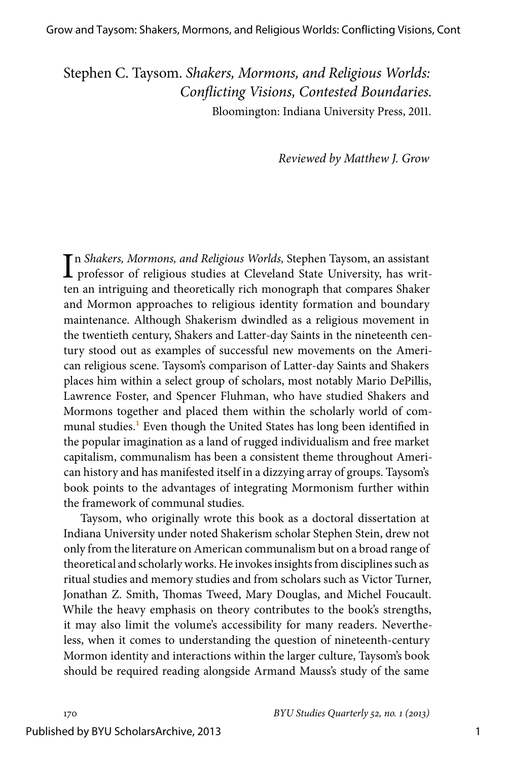Stephen C. Taysom. *Shakers, Mormons, and Religious Worlds: Conflicting Visions, Contested Boundaries.* Bloomington: Indiana University Press, 2011.

*Reviewed by Matthew J. Grow*

In *Shakers, Mormons, and Religious Worlds,* Stephen Taysom, an assistant professor of religious studies at Cleveland State University, has written an intriguing and theoretically rich monograph that compares Shaker and Mormon approaches to religious identity formation and boundary maintenance. Although Shakerism dwindled as a religious movement in the twentieth century, Shakers and Latter-day Saints in the nineteenth century stood out as examples of successful new movements on the American religious scene. Taysom's comparison of Latter-day Saints and Shakers places him within a select group of scholars, most notably Mario DePillis, Lawrence Foster, and Spencer Fluhman, who have studied Shakers and Mormons together and placed them within the scholarly world of communal studies.[1] Even though the United States has long been identified in the popular imagination as a land of rugged individualism and free market capitalism, communalism has been a consistent theme throughout American history and has manifested itself in a dizzying array of groups. Taysom's book points to the advantages of integrating Mormonism further within the framework of communal studies.

Taysom, who originally wrote this book as a doctoral dissertation at Indiana University under noted Shakerism scholar Stephen Stein, drew not only from the literature on American communalism but on a broad range of theoretical and scholarly works. He invokes insights from disciplines such as ritual studies and memory studies and from scholars such as Victor Turner, Jonathan Z. Smith, Thomas Tweed, Mary Douglas, and Michel Foucault. While the heavy emphasis on theory contributes to the book's strengths, it may also limit the volume's accessibility for many readers. Nevertheless, when it comes to understanding the question of nineteenth-century Mormon identity and interactions within the larger culture, Taysom's book should be required reading alongside Armand Mauss's study of the same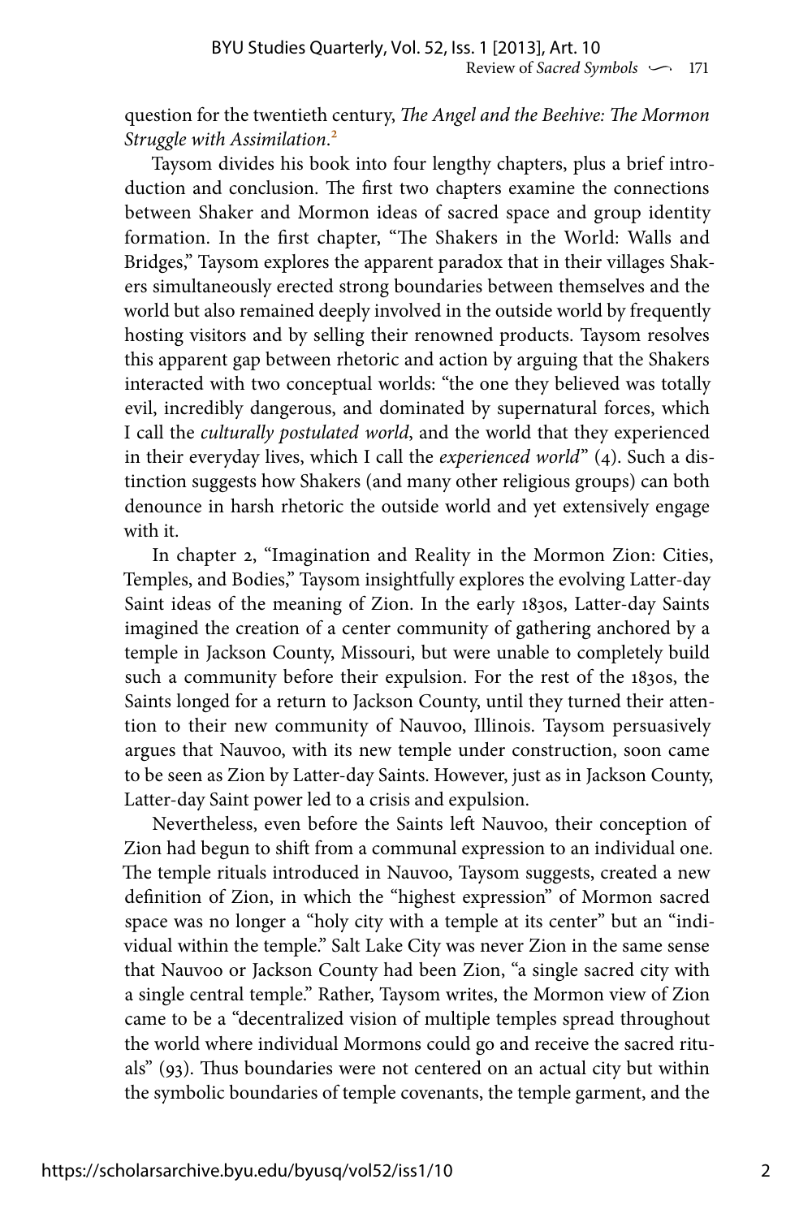question for the twentieth century, *The Angel and the Beehive: The Mormon Struggle with Assimilation*.[2]

Taysom divides his book into four lengthy chapters, plus a brief introduction and conclusion. The first two chapters examine the connections between Shaker and Mormon ideas of sacred space and group identity formation. In the first chapter, "The Shakers in the World: Walls and Bridges," Taysom explores the apparent paradox that in their villages Shakers simultaneously erected strong boundaries between themselves and the world but also remained deeply involved in the outside world by frequently hosting visitors and by selling their renowned products. Taysom resolves this apparent gap between rhetoric and action by arguing that the Shakers interacted with two conceptual worlds: "the one they believed was totally evil, incredibly dangerous, and dominated by supernatural forces, which I call the *culturally postulated world*, and the world that they experienced in their everyday lives, which I call the *experienced world*" (4). Such a distinction suggests how Shakers (and many other religious groups) can both denounce in harsh rhetoric the outside world and yet extensively engage with it.

In chapter 2, "Imagination and Reality in the Mormon Zion: Cities, Temples, and Bodies," Taysom insightfully explores the evolving Latter-day Saint ideas of the meaning of Zion. In the early 1830s, Latter-day Saints imagined the creation of a center community of gathering anchored by a temple in Jackson County, Missouri, but were unable to completely build such a community before their expulsion. For the rest of the 1830s, the Saints longed for a return to Jackson County, until they turned their attention to their new community of Nauvoo, Illinois. Taysom persuasively argues that Nauvoo, with its new temple under construction, soon came to be seen as Zion by Latter-day Saints. However, just as in Jackson County, Latter-day Saint power led to a crisis and expulsion.

Nevertheless, even before the Saints left Nauvoo, their conception of Zion had begun to shift from a communal expression to an individual one. The temple rituals introduced in Nauvoo, Taysom suggests, created a new definition of Zion, in which the "highest expression" of Mormon sacred space was no longer a "holy city with a temple at its center" but an "individual within the temple." Salt Lake City was never Zion in the same sense that Nauvoo or Jackson County had been Zion, "a single sacred city with a single central temple." Rather, Taysom writes, the Mormon view of Zion came to be a "decentralized vision of multiple temples spread throughout the world where individual Mormons could go and receive the sacred rituals" (93). Thus boundaries were not centered on an actual city but within the symbolic boundaries of temple covenants, the temple garment, and the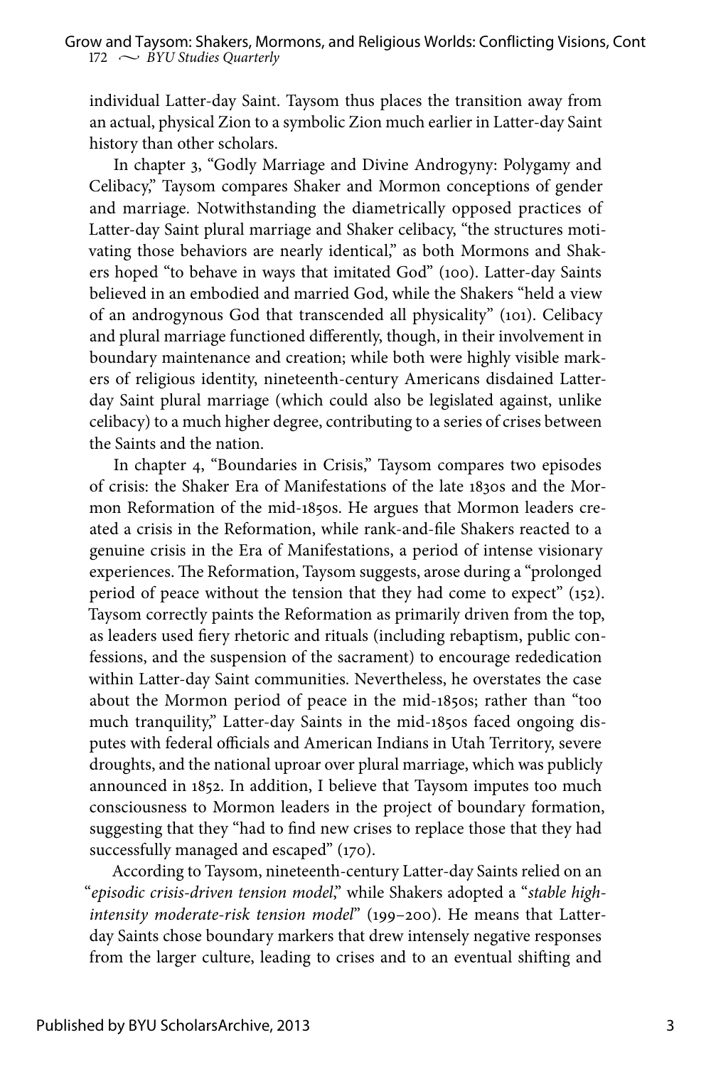individual Latter-day Saint. Taysom thus places the transition away from an actual, physical Zion to a symbolic Zion much earlier in Latter-day Saint history than other scholars.

In chapter 3, "Godly Marriage and Divine Androgyny: Polygamy and Celibacy," Taysom compares Shaker and Mormon conceptions of gender and marriage. Notwithstanding the diametrically opposed practices of Latter-day Saint plural marriage and Shaker celibacy, "the structures motivating those behaviors are nearly identical," as both Mormons and Shakers hoped "to behave in ways that imitated God" (100). Latter-day Saints believed in an embodied and married God, while the Shakers "held a view of an androgynous God that transcended all physicality" (101). Celibacy and plural marriage functioned differently, though, in their involvement in boundary maintenance and creation; while both were highly visible markers of religious identity, nineteenth-century Americans disdained Latter-day Saint plural marriage (which could also be legislated against, unlike celibacy) to a much higher degree, contributing to a series of crises between the Saints and the nation.

In chapter 4, "Boundaries in Crisis," Taysom compares two episodes of crisis: the Shaker Era of Manifestations of the late 1830s and the Mormon Reformation of the mid-1850s. He argues that Mormon leaders created a crisis in the Reformation, while rank-and-file Shakers reacted to a genuine crisis in the Era of Manifestations, a period of intense visionary experiences. The Reformation, Taysom suggests, arose during a "prolonged period of peace without the tension that they had come to expect" (152). Taysom correctly paints the Reformation as primarily driven from the top, as leaders used fiery rhetoric and rituals (including rebaptism, public confessions, and the suspension of the sacrament) to encourage rededication within Latter-day Saint communities. Nevertheless, he overstates the case about the Mormon period of peace in the mid-1850s; rather than "too much tranquility," Latter-day Saints in the mid-1850s faced ongoing disputes with federal officials and American Indians in Utah Territory, severe droughts, and the national uproar over plural marriage, which was publicly announced in 1852. In addition, I believe that Taysom imputes too much consciousness to Mormon leaders in the project of boundary formation, suggesting that they "had to find new crises to replace those that they had successfully managed and escaped" (170).

According to Taysom, nineteenth-century Latter-day Saints relied on an "*episodic crisis-driven tension model*," while Shakers adopted a "*stable high-intensity moderate-risk tension model*" (199–200). He means that Latter-day Saints chose boundary markers that drew intensely negative responses from the larger culture, leading to crises and to an eventual shifting and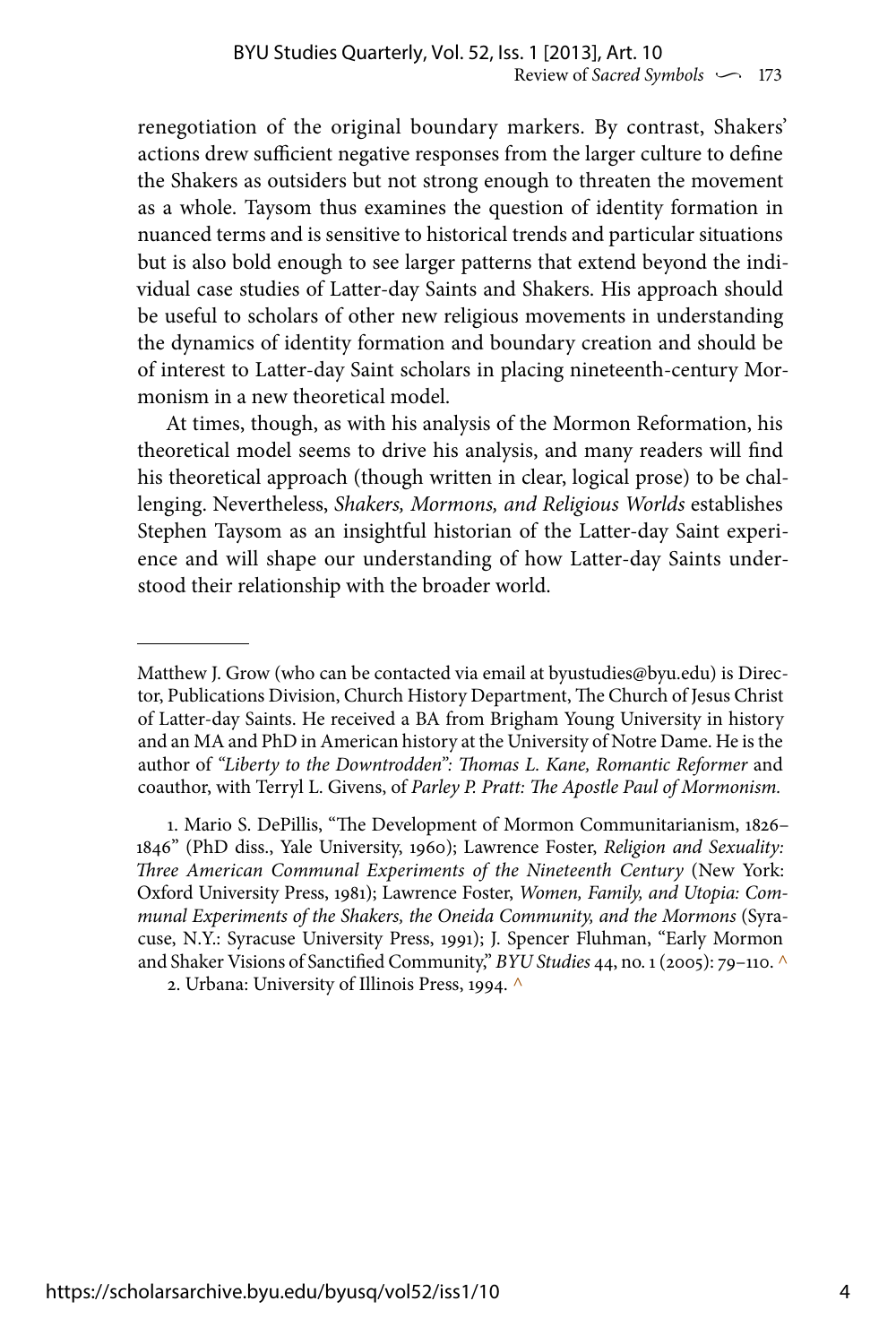renegotiation of the original boundary markers. By contrast, Shakers' actions drew sufficient negative responses from the larger culture to define the Shakers as outsiders but not strong enough to threaten the movement as a whole. Taysom thus examines the question of identity formation in nuanced terms and is sensitive to historical trends and particular situations but is also bold enough to see larger patterns that extend beyond the individual case studies of Latter-day Saints and Shakers. His approach should be useful to scholars of other new religious movements in understanding the dynamics of identity formation and boundary creation and should be of interest to Latter-day Saint scholars in placing nineteenth-century Mormonism in a new theoretical model.

At times, though, as with his analysis of the Mormon Reformation, his theoretical model seems to drive his analysis, and many readers will find his theoretical approach (though written in clear, logical prose) to be challenging. Nevertheless, *Shakers, Mormons, and Religious Worlds* establishes Stephen Taysom as an insightful historian of the Latter-day Saint experience and will shape our understanding of how Latter-day Saints understood their relationship with the broader world.

---

Matthew J. Grow (who can be contacted via email at byustudies@byu.edu) is Director, Publications Division, Church History Department, The Church of Jesus Christ of Latter-day Saints. He received a BA from Brigham Young University in history and an MA and PhD in American history at the University of Notre Dame. He is the author of *"Liberty to the Downtrodden": Thomas L. Kane, Romantic Reformer* and coauthor, with Terryl L. Givens, of *Parley P. Pratt: The Apostle Paul of Mormonism.*

1. Mario S. DePillis, "The Development of Mormon Communitarianism, 1826–1846" (PhD diss., Yale University, 1960); Lawrence Foster, *Religion and Sexuality: Three American Communal Experiments of the Nineteenth Century* (New York: Oxford University Press, 1981); Lawrence Foster, *Women, Family, and Utopia: Communal Experiments of the Shakers, the Oneida Community, and the Mormons* (Syracuse, N.Y.: Syracuse University Press, 1991); J. Spencer Fluhman, "Early Mormon and Shaker Visions of Sanctified Community," *BYU Studies* 44, no. 1 (2005): 79–110. ^

2. Urbana: University of Illinois Press, 1994. ^